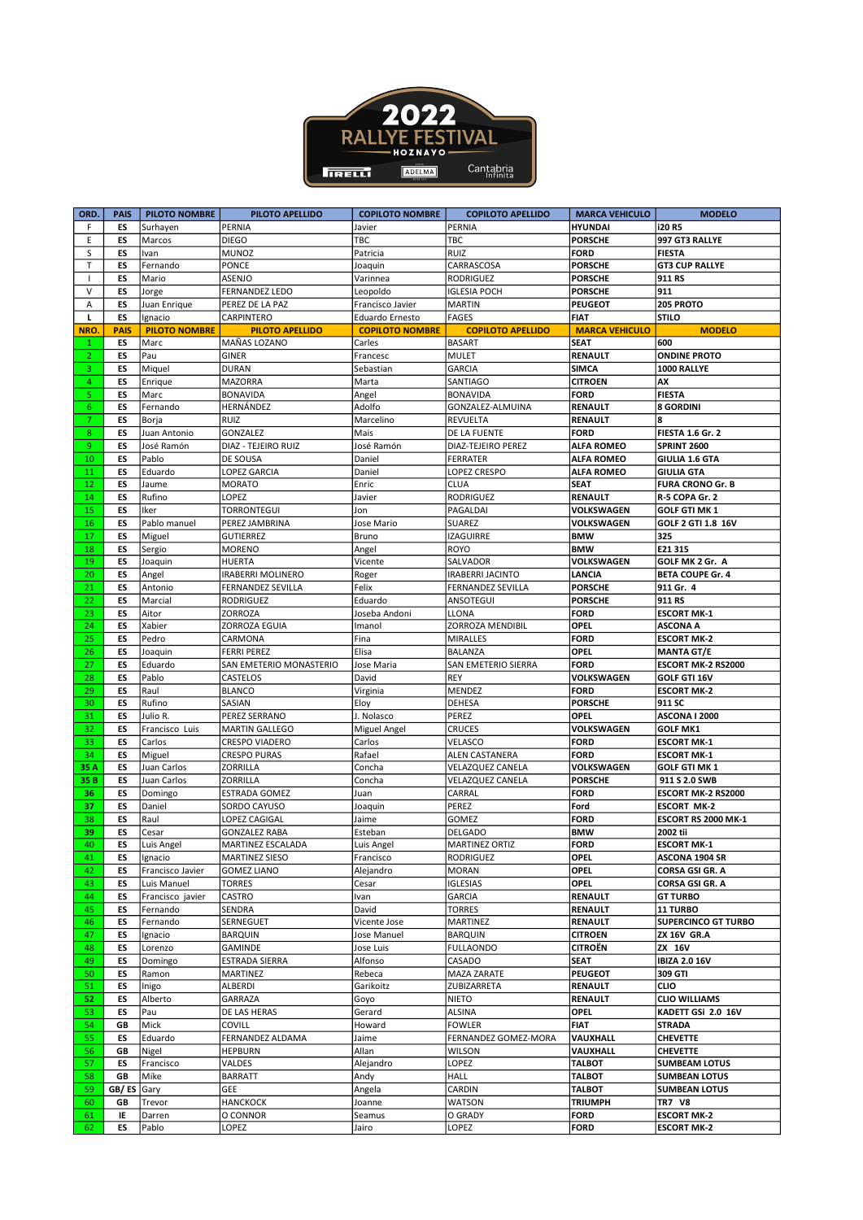# 2022 RALLYE FESTIVAL HOZNAYO

PIRELLI ADELMA Cantabria Infinita

| ORD. | PAIS | PILOTO NOMBRE | PILOTO APELLIDO | COPILOTO NOMBRE | COPILOTO APELLIDO | MARCA VEHICULO | MODELO |
|---|---|---|---|---|---|---|---|
| F | ES | Surhayen | PERNIA | Javier | PERNIA | HYUNDAI | i20 R5 |
| E | ES | Marcos | DIEGO | TBC | TBC | PORSCHE | 997 GT3 RALLYE |
| S | ES | Ivan | MUNOZ | Patricia | RUIZ | FORD | FIESTA |
| T | ES | Fernando | PONCE | Joaquin | CARRASCOSA | PORSCHE | GT3 CUP RALLYE |
| I | ES | Mario | ASENJO | Varinnea | RODRIGUEZ | PORSCHE | 911 RS |
| V | ES | Jorge | FERNANDEZ LEDO | Leopoldo | IGLESIA POCH | PORSCHE | 911 |
| A | ES | Juan Enrique | PEREZ DE LA PAZ | Francisco Javier | MARTIN | PEUGEOT | 205 PROTO |
| L | ES | Ignacio | CARPINTERO | Eduardo Ernesto | FAGES | FIAT | STILO |
| **NRO.** | **PAIS** | **PILOTO NOMBRE** | **PILOTO APELLIDO** | **COPILOTO NOMBRE** | **COPILOTO APELLIDO** | **MARCA VEHICULO** | **MODELO** |
| 1 | ES | Marc | MAÑAS LOZANO | Carles | BASART | SEAT | 600 |
| 2 | ES | Pau | GINER | Francesc | MULET | RENAULT | ONDINE PROTO |
| 3 | ES | Miquel | DURAN | Sebastian | GARCIA | SIMCA | 1000 RALLYE |
| 4 | ES | Enrique | MAZORRA | Marta | SANTIAGO | CITROEN | AX |
| 5 | ES | Marc | BONAVIDA | Angel | BONAVIDA | FORD | FIESTA |
| 6 | ES | Fernando | HERNÁNDEZ | Adolfo | GONZALEZ-ALMUINA | RENAULT | 8 GORDINI |
| 7 | ES | Borja | RUIZ | Marcelino | REVUELTA | RENAULT | 8 |
| 8 | ES | Juan Antonio | GONZALEZ | Mais | DE LA FUENTE | FORD | FIESTA 1.6 Gr. 2 |
| 9 | ES | José Ramón | DIAZ - TEJEIRO RUIZ | José Ramón | DIAZ-TEJEIRO PEREZ | ALFA ROMEO | SPRINT 2600 |
| 10 | ES | Pablo | DE SOUSA | Daniel | FERRATER | ALFA ROMEO | GIULIA 1.6 GTA |
| 11 | ES | Eduardo | LOPEZ GARCIA | Daniel | LOPEZ CRESPO | ALFA ROMEO | GIULIA GTA |
| 12 | ES | Jaume | MORATO | Enric | CLUA | SEAT | FURA CRONO Gr. B |
| 14 | ES | Rufino | LOPEZ | Javier | RODRIGUEZ | RENAULT | R-5 COPA Gr. 2 |
| 15 | ES | Iker | TORRONTEGUI | Jon | PAGALDAI | VOLKSWAGEN | GOLF GTI MK 1 |
| 16 | ES | Pablo manuel | PEREZ JAMBRINA | Jose Mario | SUAREZ | VOLKSWAGEN | GOLF 2 GTI 1.8 16V |
| 17 | ES | Miguel | GUTIERREZ | Bruno | IZAGUIRRE | BMW | 325 |
| 18 | ES | Sergio | MORENO | Angel | ROYO | BMW | E21 315 |
| 19 | ES | Joaquin | HUERTA | Vicente | SALVADOR | VOLKSWAGEN | GOLF MK 2 Gr. A |
| 20 | ES | Angel | IRABERRI MOLINERO | Roger | IRABERRI JACINTO | LANCIA | BETA COUPE Gr. 4 |
| 21 | ES | Antonio | FERNANDEZ SEVILLA | Felix | FERNANDEZ SEVILLA | PORSCHE | 911 Gr. 4 |
| 22 | ES | Marcial | RODRIGUEZ | Eduardo | ANSOTEGUI | PORSCHE | 911 RS |
| 23 | ES | Aitor | ZORROZA | Joseba Andoni | LLONA | FORD | ESCORT MK-1 |
| 24 | ES | Xabier | ZORROZA EGUIA | Imanol | ZORROZA MENDIBIL | OPEL | ASCONA A |
| 25 | ES | Pedro | CARMONA | Fina | MIRALLES | FORD | ESCORT MK-2 |
| 26 | ES | Joaquin | FERRI PEREZ | Elisa | BALANZA | OPEL | MANTA GT/E |
| 27 | ES | Eduardo | SAN EMETERIO MONASTERIO | Jose Maria | SAN EMETERIO SIERRA | FORD | ESCORT MK-2 RS2000 |
| 28 | ES | Pablo | CASTELOS | David | REY | VOLKSWAGEN | GOLF GTI 16V |
| 29 | ES | Raul | BLANCO | Virginia | MENDEZ | FORD | ESCORT MK-2 |
| 30 | ES | Rufino | SASIAN | Eloy | DEHESA | PORSCHE | 911 SC |
| 31 | ES | Julio R. | PEREZ SERRANO | J. Nolasco | PEREZ | OPEL | ASCONA I 2000 |
| 32 | ES | Francisco Luis | MARTIN GALLEGO | Miguel Angel | CRUCES | VOLKSWAGEN | GOLF MK1 |
| 33 | ES | Carlos | CRESPO VIADERO | Carlos | VELASCO | FORD | ESCORT MK-1 |
| 34 | ES | Miguel | CRESPO PURAS | Rafael | ALEN CASTANERA | FORD | ESCORT MK-1 |
| 35 A | ES | Juan Carlos | ZORRILLA | Concha | VELAZQUEZ CANELA | VOLKSWAGEN | GOLF GTI MK 1 |
| 35 B | ES | Juan Carlos | ZORRILLA | Concha | VELAZQUEZ CANELA | PORSCHE | 911 S 2.0 SWB |
| 36 | ES | Domingo | ESTRADA GOMEZ | Juan | CARRAL | FORD | ESCORT MK-2 RS2000 |
| 37 | ES | Daniel | SORDO CAYUSO | Joaquin | PEREZ | Ford | ESCORT MK-2 |
| 38 | ES | Raul | LOPEZ CAGIGAL | Jaime | GOMEZ | FORD | ESCORT RS 2000 MK-1 |
| 39 | ES | Cesar | GONZALEZ RABA | Esteban | DELGADO | BMW | 2002 tii |
| 40 | ES | Luis Angel | MARTINEZ ESCALADA | Luis Angel | MARTINEZ ORTIZ | FORD | ESCORT MK-1 |
| 41 | ES | Ignacio | MARTINEZ SIESO | Francisco | RODRIGUEZ | OPEL | ASCONA 1904 SR |
| 42 | ES | Francisco Javier | GOMEZ LIANO | Alejandro | MORAN | OPEL | CORSA GSI GR. A |
| 43 | ES | Luis Manuel | TORRES | Cesar | IGLESIAS | OPEL | CORSA GSI GR. A |
| 44 | ES | Francisco javier | CASTRO | Ivan | GARCIA | RENAULT | GT TURBO |
| 45 | ES | Fernando | SENDRA | David | TORRES | RENAULT | 11 TURBO |
| 46 | ES | Fernando | SERNEGUET | Vicente Jose | MARTINEZ | RENAULT | SUPERCINCO GT TURBO |
| 47 | ES | Ignacio | BARQUIN | Jose Manuel | BARQUIN | CITROEN | ZX 16V GR.A |
| 48 | ES | Lorenzo | GAMINDE | Jose Luis | FULLAONDO | CITROËN | ZX 16V |
| 49 | ES | Domingo | ESTRADA SIERRA | Alfonso | CASADO | SEAT | IBIZA 2.0 16V |
| 50 | ES | Ramon | MARTINEZ | Rebeca | MAZA ZARATE | PEUGEOT | 309 GTI |
| 51 | ES | Inigo | ALBERDI | Garikoitz | ZUBIZARRETA | RENAULT | CLIO |
| 52 | ES | Alberto | GARRAZA | Goyo | NIETO | RENAULT | CLIO WILLIAMS |
| 53 | ES | Pau | DE LAS HERAS | Gerard | ALSINA | OPEL | KADETT GSi 2.0 16V |
| 54 | GB | Mick | COVILL | Howard | FOWLER | FIAT | STRADA |
| 55 | ES | Eduardo | FERNANDEZ ALDAMA | Jaime | FERNANDEZ GOMEZ-MORA | VAUXHALL | CHEVETTE |
| 56 | GB | Nigel | HEPBURN | Allan | WILSON | VAUXHALL | CHEVETTE |
| 57 | ES | Francisco | VALDES | Alejandro | LOPEZ | TALBOT | SUMBEAM LOTUS |
| 58 | GB | Mike | BARRATT | Andy | HALL | TALBOT | SUMBEAN LOTUS |
| 59 | GB/ ES | Gary | GEE | Angela | CARDIN | TALBOT | SUMBEAN LOTUS |
| 60 | GB | Trevor | HANCKOCK | Joanne | WATSON | TRIUMPH | TR7 V8 |
| 61 | IE | Darren | O CONNOR | Seamus | O GRADY | FORD | ESCORT MK-2 |
| 62 | ES | Pablo | LOPEZ | Jairo | LOPEZ | FORD | ESCORT MK-2 |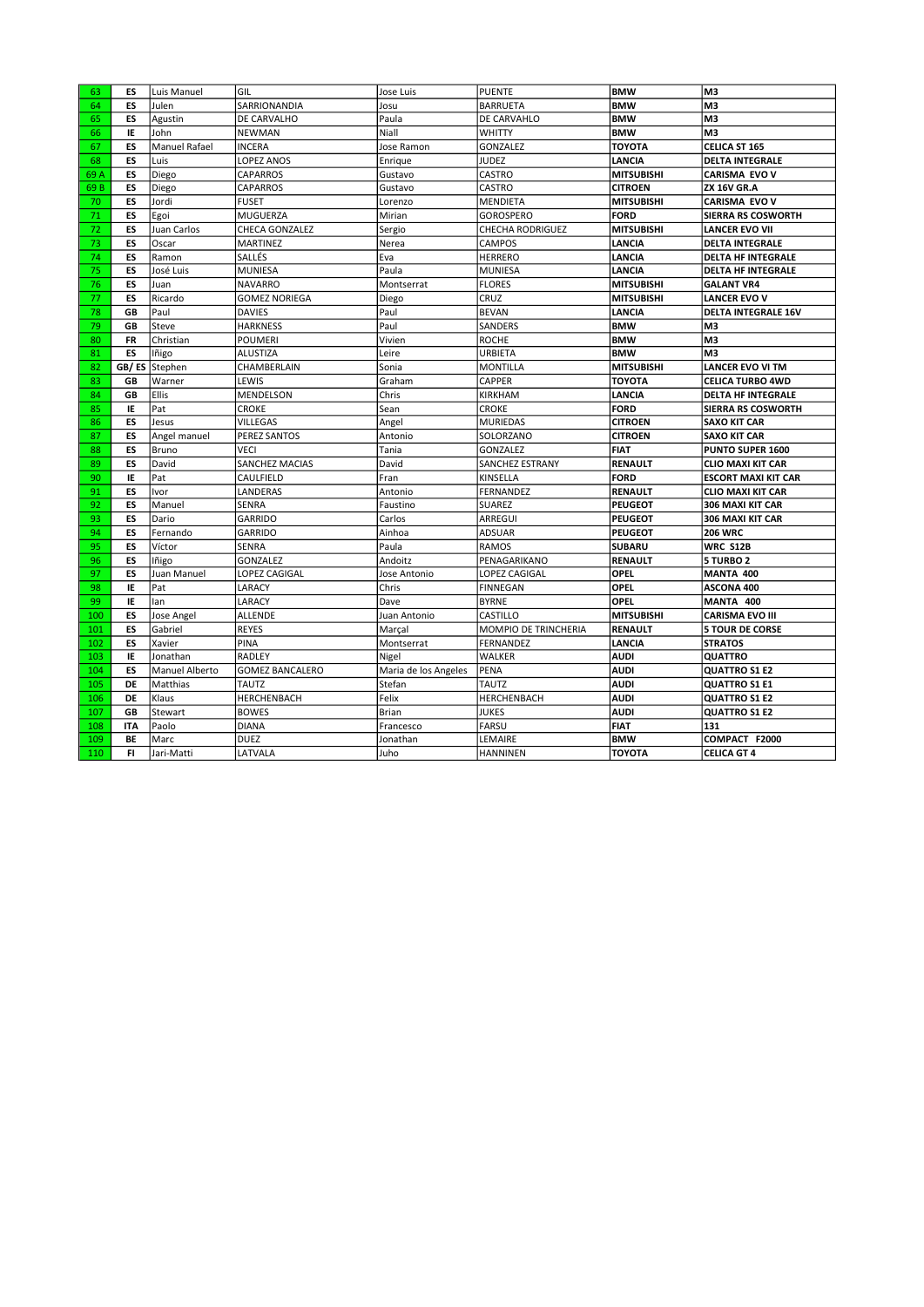| | | | | | | | |
|---|---|---|---|---|---|---|---|
| 63 | ES | Luis Manuel | GIL | Jose Luis | PUENTE | **BMW** | **M3** |
| 64 | ES | Julen | SARRIONANDIA | Josu | BARRUETA | **BMW** | **M3** |
| 65 | ES | Agustin | DE CARVALHO | Paula | DE CARVAHLO | **BMW** | **M3** |
| 66 | IE | John | NEWMAN | Niall | WHITTY | **BMW** | **M3** |
| 67 | ES | Manuel Rafael | INCERA | Jose Ramon | GONZALEZ | **TOYOTA** | **CELICA ST 165** |
| 68 | ES | Luis | LOPEZ ANOS | Enrique | JUDEZ | **LANCIA** | **DELTA INTEGRALE** |
| 69 A | ES | Diego | CAPARROS | Gustavo | CASTRO | **MITSUBISHI** | **CARISMA EVO V** |
| 69 B | ES | Diego | CAPARROS | Gustavo | CASTRO | **CITROEN** | **ZX 16V GR.A** |
| 70 | ES | Jordi | FUSET | Lorenzo | MENDIETA | **MITSUBISHI** | **CARISMA EVO V** |
| 71 | ES | Egoi | MUGUERZA | Mirian | GOROSPERO | **FORD** | **SIERRA RS COSWORTH** |
| 72 | ES | Juan Carlos | CHECA GONZALEZ | Sergio | CHECHA RODRIGUEZ | **MITSUBISHI** | **LANCER EVO VII** |
| 73 | ES | Oscar | MARTINEZ | Nerea | CAMPOS | **LANCIA** | **DELTA INTEGRALE** |
| 74 | ES | Ramon | SALLÉS | Eva | HERRERO | **LANCIA** | **DELTA HF INTEGRALE** |
| 75 | ES | José Luis | MUNIESA | Paula | MUNIESA | **LANCIA** | **DELTA HF INTEGRALE** |
| 76 | ES | Juan | NAVARRO | Montserrat | FLORES | **MITSUBISHI** | **GALANT VR4** |
| 77 | ES | Ricardo | GOMEZ NORIEGA | Diego | CRUZ | **MITSUBISHI** | **LANCER EVO V** |
| 78 | GB | Paul | DAVIES | Paul | BEVAN | **LANCIA** | **DELTA INTEGRALE 16V** |
| 79 | GB | Steve | HARKNESS | Paul | SANDERS | **BMW** | **M3** |
| 80 | FR | Christian | POUMERI | Vivien | ROCHE | **BMW** | **M3** |
| 81 | ES | Iñigo | ALUSTIZA | Leire | URBIETA | **BMW** | **M3** |
| 82 | GB/ ES | Stephen | CHAMBERLAIN | Sonia | MONTILLA | **MITSUBISHI** | **LANCER EVO VI TM** |
| 83 | GB | Warner | LEWIS | Graham | CAPPER | **TOYOTA** | **CELICA TURBO 4WD** |
| 84 | GB | Ellis | MENDELSON | Chris | KIRKHAM | **LANCIA** | **DELTA HF INTEGRALE** |
| 85 | IE | Pat | CROKE | Sean | CROKE | **FORD** | **SIERRA RS COSWORTH** |
| 86 | ES | Jesus | VILLEGAS | Angel | MURIEDAS | **CITROEN** | **SAXO KIT CAR** |
| 87 | ES | Angel manuel | PEREZ SANTOS | Antonio | SOLORZANO | **CITROEN** | **SAXO KIT CAR** |
| 88 | ES | Bruno | VECI | Tania | GONZALEZ | **FIAT** | **PUNTO SUPER 1600** |
| 89 | ES | David | SANCHEZ MACIAS | David | SANCHEZ ESTRANY | **RENAULT** | **CLIO MAXI KIT CAR** |
| 90 | IE | Pat | CAULFIELD | Fran | KINSELLA | **FORD** | **ESCORT MAXI KIT CAR** |
| 91 | ES | Ivor | LANDERAS | Antonio | FERNANDEZ | **RENAULT** | **CLIO MAXI KIT CAR** |
| 92 | ES | Manuel | SENRA | Faustino | SUAREZ | **PEUGEOT** | **306 MAXI KIT CAR** |
| 93 | ES | Dario | GARRIDO | Carlos | ARREGUI | **PEUGEOT** | **306 MAXI KIT CAR** |
| 94 | ES | Fernando | GARRIDO | Ainhoa | ADSUAR | **PEUGEOT** | **206 WRC** |
| 95 | ES | Víctor | SENRA | Paula | RAMOS | **SUBARU** | **WRC S12B** |
| 96 | ES | Iñigo | GONZALEZ | Andoitz | PENAGARIKANO | **RENAULT** | **5 TURBO 2** |
| 97 | ES | Juan Manuel | LOPEZ CAGIGAL | Jose Antonio | LOPEZ CAGIGAL | **OPEL** | **MANTA 400** |
| 98 | IE | Pat | LARACY | Chris | FINNEGAN | **OPEL** | **ASCONA 400** |
| 99 | IE | Ian | LARACY | Dave | BYRNE | **OPEL** | **MANTA 400** |
| 100 | ES | Jose Angel | ALLENDE | Juan Antonio | CASTILLO | **MITSUBISHI** | **CARISMA EVO III** |
| 101 | ES | Gabriel | REYES | Marçal | MOMPIO DE TRINCHERIA | **RENAULT** | **5 TOUR DE CORSE** |
| 102 | ES | Xavier | PINA | Montserrat | FERNANDEZ | **LANCIA** | **STRATOS** |
| 103 | IE | Jonathan | RADLEY | Nigel | WALKER | **AUDI** | **QUATTRO** |
| 104 | ES | Manuel Alberto | GOMEZ BANCALERO | Maria de los Angeles | PENA | **AUDI** | **QUATTRO S1 E2** |
| 105 | DE | Matthias | TAUTZ | Stefan | TAUTZ | **AUDI** | **QUATTRO S1 E1** |
| 106 | DE | Klaus | HERCHENBACH | Felix | HERCHENBACH | **AUDI** | **QUATTRO S1 E2** |
| 107 | GB | Stewart | BOWES | Brian | JUKES | **AUDI** | **QUATTRO S1 E2** |
| 108 | ITA | Paolo | DIANA | Francesco | FARSU | **FIAT** | **131** |
| 109 | BE | Marc | DUEZ | Jonathan | LEMAIRE | **BMW** | **COMPACT F2000** |
| 110 | FI | Jari-Matti | LATVALA | Juho | HANNINEN | **TOYOTA** | **CELICA GT 4** |